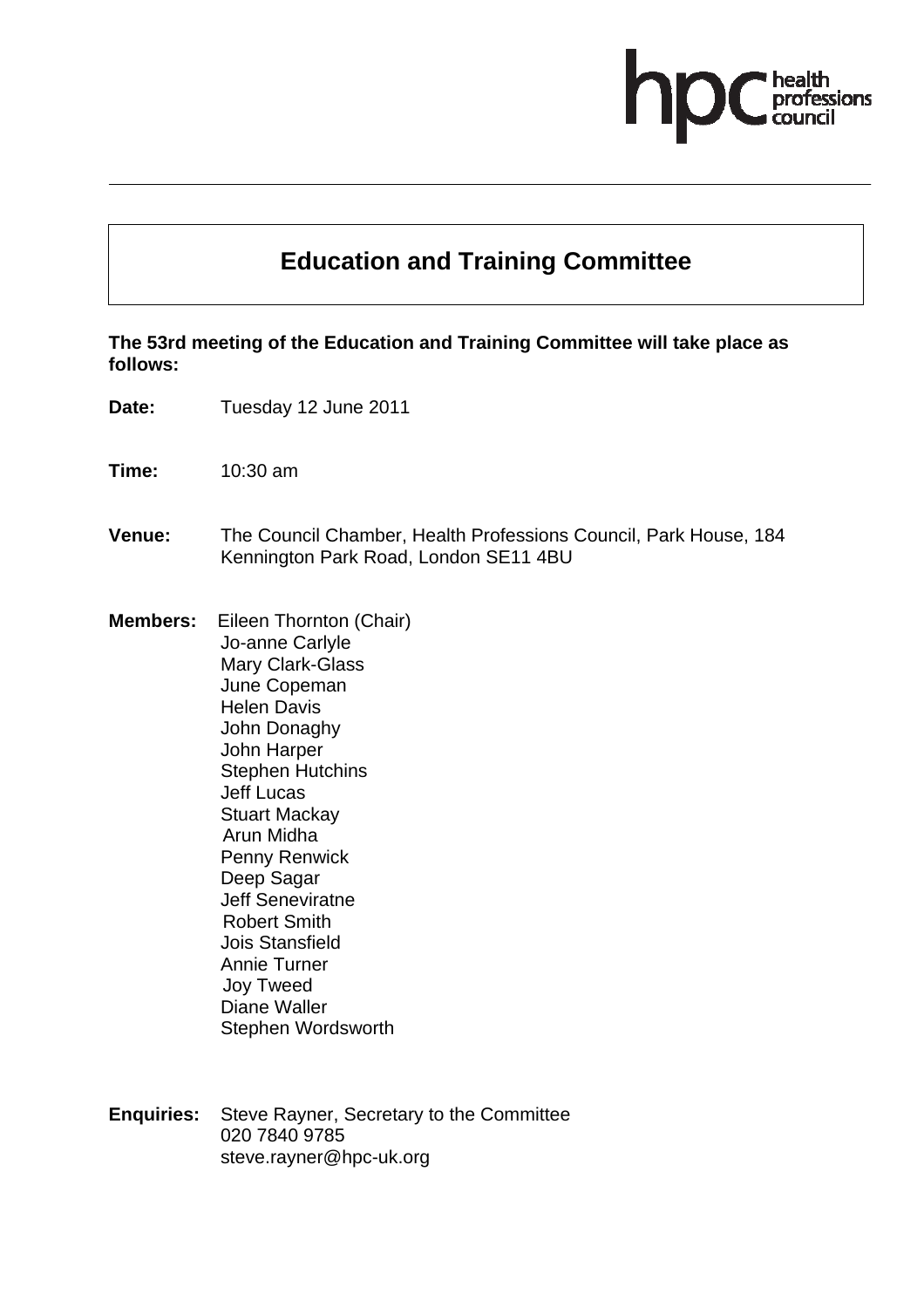# Education and Training Committee

**The 53rd meeting of the Education and Training Committee will take place as follows:**

**Date:** Tuesday 12 June 2011

**Time:** 10:30 am

**Venue:** The Council Chamber, Health Professions Council, Park House, 184 Kennington Park Road, London SE11 4BU

**Members:** Eileen Thornton (Chair)
Jo-anne Carlyle
Mary Clark-Glass
June Copeman
Helen Davis
John Donaghy
John Harper
Stephen Hutchins
Jeff Lucas
Stuart Mackay
Arun Midha
Penny Renwick
Deep Sagar
Jeff Seneviratne
Robert Smith
Jois Stansfield
Annie Turner
Joy Tweed
Diane Waller
Stephen Wordsworth

**Enquiries:** Steve Rayner, Secretary to the Committee
020 7840 9785
steve.rayner@hpc-uk.org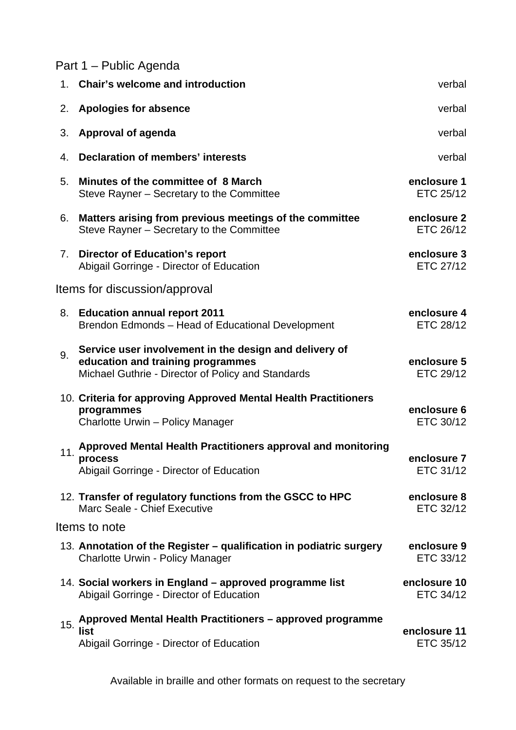## Part 1 – Public Agenda

1. **Chair's welcome and introduction** — verbal

2. **Apologies for absence** — verbal

3. **Approval of agenda** — verbal

4. **Declaration of members' interests** — verbal

5. **Minutes of the committee of 8 March** — **enclosure 1**, ETC 25/12
   Steve Rayner – Secretary to the Committee

6. **Matters arising from previous meetings of the committee** — **enclosure 2**, ETC 26/12
   Steve Rayner – Secretary to the Committee

7. **Director of Education's report** — **enclosure 3**, ETC 27/12
   Abigail Gorringe - Director of Education

## Items for discussion/approval

8. **Education annual report 2011** — **enclosure 4**, ETC 28/12
   Brendon Edmonds – Head of Educational Development

9. **Service user involvement in the design and delivery of education and training programmes** — **enclosure 5**, ETC 29/12
   Michael Guthrie - Director of Policy and Standards

10. **Criteria for approving Approved Mental Health Practitioners programmes** — **enclosure 6**, ETC 30/12
    Charlotte Urwin – Policy Manager

11. **Approved Mental Health Practitioners approval and monitoring process** — **enclosure 7**, ETC 31/12
    Abigail Gorringe - Director of Education

12. **Transfer of regulatory functions from the GSCC to HPC** — **enclosure 8**, ETC 32/12
    Marc Seale - Chief Executive

## Items to note

13. **Annotation of the Register – qualification in podiatric surgery** — **enclosure 9**, ETC 33/12
    Charlotte Urwin - Policy Manager

14. **Social workers in England – approved programme list** — **enclosure 10**, ETC 34/12
    Abigail Gorringe - Director of Education

15. **Approved Mental Health Practitioners – approved programme list** — **enclosure 11**, ETC 35/12
    Abigail Gorringe - Director of Education

Available in braille and other formats on request to the secretary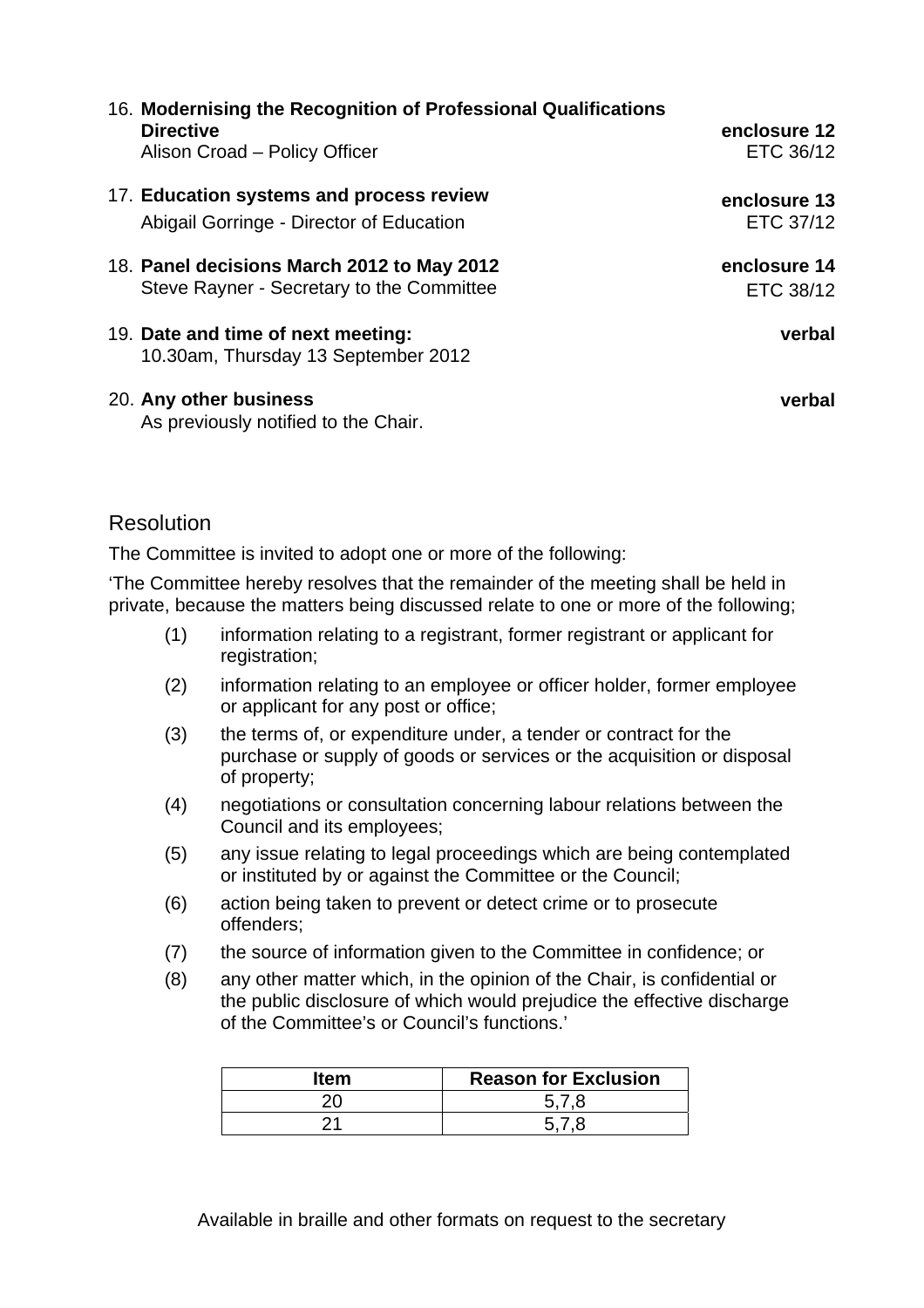16. **Modernising the Recognition of Professional Qualifications Directive** — **enclosure 12**
    Alison Croad – Policy Officer — ETC 36/12

17. **Education systems and process review** — **enclosure 13**
    Abigail Gorringe - Director of Education — ETC 37/12

18. **Panel decisions March 2012 to May 2012** — **enclosure 14**
    Steve Rayner - Secretary to the Committee — ETC 38/12

19. **Date and time of next meeting:** — **verbal**
    10.30am, Thursday 13 September 2012

20. **Any other business** — **verbal**
    As previously notified to the Chair.

## Resolution

The Committee is invited to adopt one or more of the following:

'The Committee hereby resolves that the remainder of the meeting shall be held in private, because the matters being discussed relate to one or more of the following;

- (1) information relating to a registrant, former registrant or applicant for registration;
- (2) information relating to an employee or officer holder, former employee or applicant for any post or office;
- (3) the terms of, or expenditure under, a tender or contract for the purchase or supply of goods or services or the acquisition or disposal of property;
- (4) negotiations or consultation concerning labour relations between the Council and its employees;
- (5) any issue relating to legal proceedings which are being contemplated or instituted by or against the Committee or the Council;
- (6) action being taken to prevent or detect crime or to prosecute offenders;
- (7) the source of information given to the Committee in confidence; or
- (8) any other matter which, in the opinion of the Chair, is confidential or the public disclosure of which would prejudice the effective discharge of the Committee's or Council's functions.'

| Item | Reason for Exclusion |
|---|---|
| 20 | 5,7,8 |
| 21 | 5,7,8 |

Available in braille and other formats on request to the secretary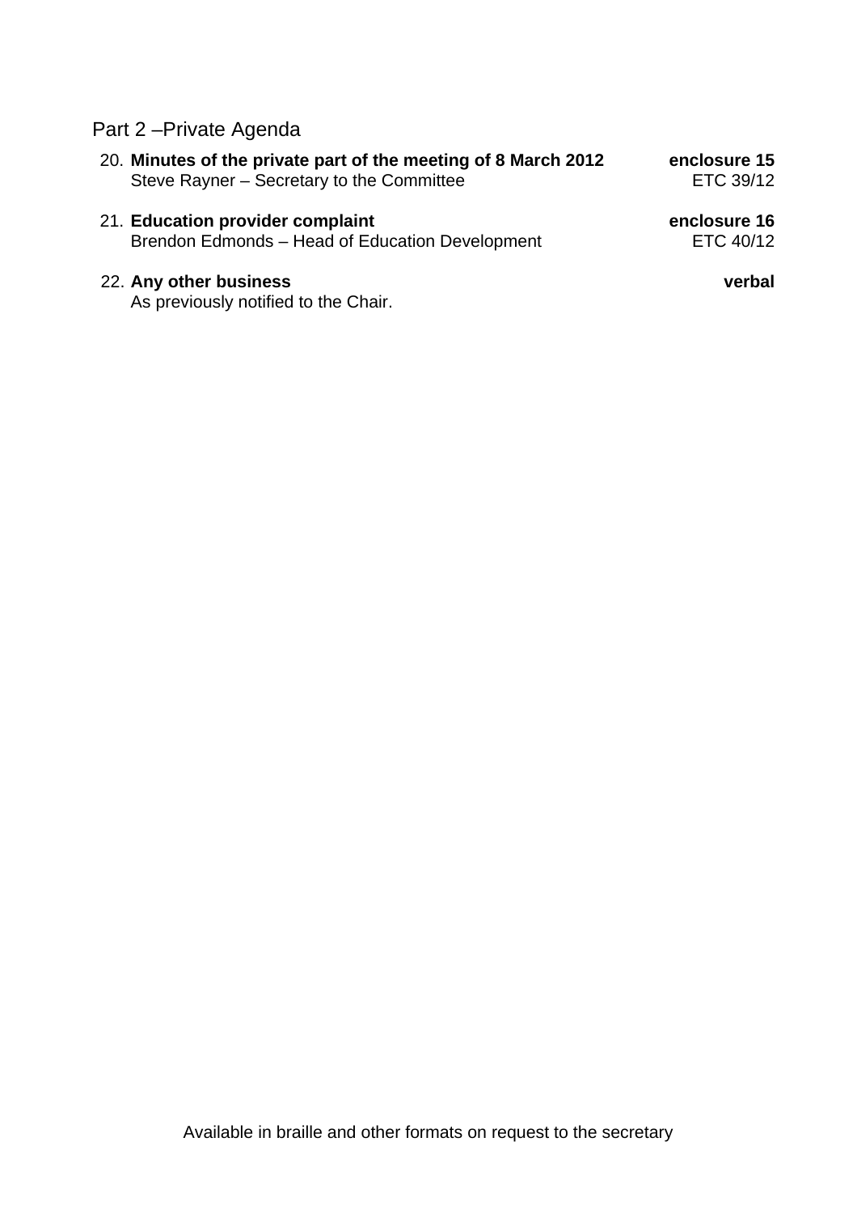## Part 2 –Private Agenda

20. **Minutes of the private part of the meeting of 8 March 2012** — **enclosure 15**
    Steve Rayner – Secretary to the Committee — ETC 39/12

21. **Education provider complaint** — **enclosure 16**
    Brendon Edmonds – Head of Education Development — ETC 40/12

22. **Any other business** — **verbal**
    As previously notified to the Chair.

Available in braille and other formats on request to the secretary